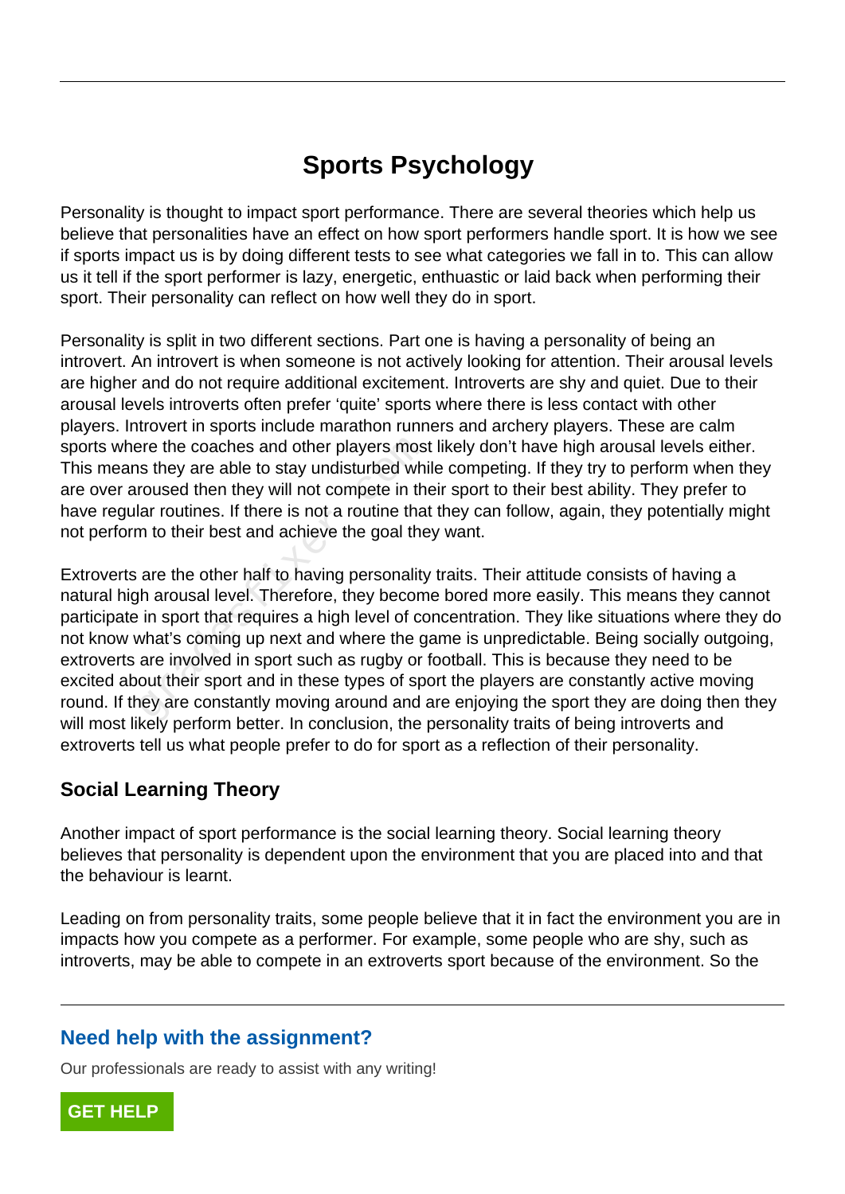# Sports Psychology

Personality is thought to impact sport performance. There are several theories which help us believe that personalities have an effect on how sport performers handle sport. It is how we see if sports impact us is by doing different tests to see what categories we fall in to. This can allow us it tell if the sport performer is lazy, energetic, enthuastic or laid back when performing their sport. Their personality can reflect on how well they do in sport.

Personality is split in two different sections. Part one is having a personality of being an introvert. An introvert is when someone is not actively looking for attention. Their arousal levels are higher and do not require additional excitement. Introverts are shy and quiet. Due to their arousal levels introverts often prefer 'quite' sports where there is less contact with other players. Introvert in sports include marathon runners and archery players. These are calm sports where the coaches and other players most likely don't have high arousal levels either. This means they are able to stay undisturbed while competing. If they try to perform when they are over aroused then they will not compete in their sport to their best ability. They prefer to have regular routines. If there is not a routine that they can follow, again, they potentially might not perform to their best and achieve the goal they want.

Extroverts are the other half to having personality traits. Their attitude consists of having a natural high arousal level. Therefore, they become bored more easily. This means they cannot participate in sport that requires a high level of concentration. They like situations where they do not know what's coming up next and where the game is unpredictable. Being socially outgoing, extroverts are involved in sport such as rugby or football. This is because they need to be excited about their sport and in these types of sport the players are constantly active moving round. If they are constantly moving around and are enjoying the sport they are doing then they will most likely perform better. In conclusion, the personality traits of being introverts and extroverts tell us what people prefer to do for sport as a reflection of their personality.

## Social Learning Theory

Another impact of sport performance is the social learning theory. Social learning theory believes that personality is dependent upon the environment that you are placed into and that the behaviour is learnt.

Leading on from personality traits, some people believe that it in fact the environment you are in impacts how you compete as a performer. For example, some people who are shy, such as introverts, may be able to compete in an extroverts sport because of the environment. So the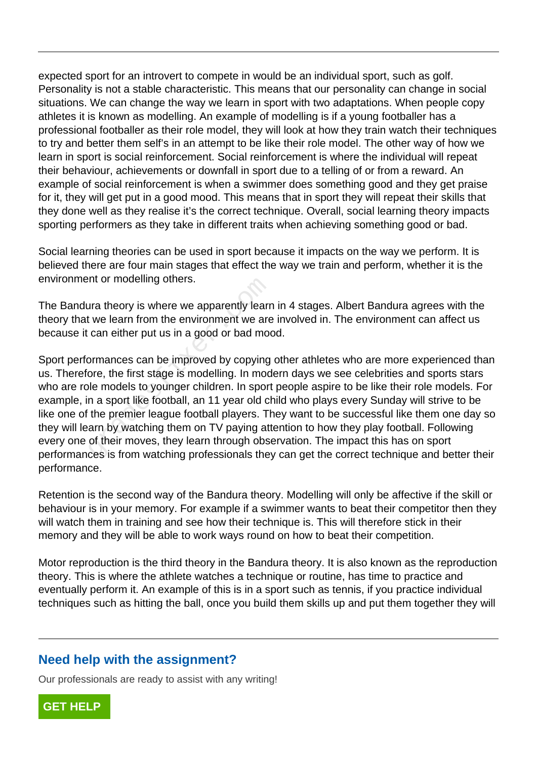expected sport for an introvert to compete in would be an individual sport, such as golf. Personality is not a stable characteristic. This means that our personality can change in social situations. We can change the way we learn in sport with two adaptations. When people copy athletes it is known as modelling. An example of modelling is if a young footballer has a professional footballer as their role model, they will look at how they train watch their techniques to try and better them self's in an attempt to be like their role model. The other way of how we learn in sport is social reinforcement. Social reinforcement is where the individual will repeat their behaviour, achievements or downfall in sport due to a telling of or from a reward. An example of social reinforcement is when a swimmer does something good and they get praise for it, they will get put in a good mood. This means that in sport they will repeat their skills that they done well as they realise it's the correct technique. Overall, social learning theory impacts sporting performers as they take in different traits when achieving something good or bad.

Social learning theories can be used in sport because it impacts on the way we perform. It is believed there are four main stages that effect the way we train and perform, whether it is the environment or modelling others.

The Bandura theory is where we apparently learn in 4 stages. Albert Bandura agrees with the theory that we learn from the environment we are involved in. The environment can affect us because it can either put us in a good or bad mood.

Sport performances can be improved by copying other athletes who are more experienced than us. Therefore, the first stage is modelling. In modern days we see celebrities and sports stars who are role models to younger children. In sport people aspire to be like their role models. For example, in a sport like football, an 11 year old child who plays every Sunday will strive to be like one of the premier league football players. They want to be successful like them one day so they will learn by watching them on TV paying attention to how they play football. Following every one of their moves, they learn through observation. The impact this has on sport performances is from watching professionals they can get the correct technique and better their performance.

Retention is the second way of the Bandura theory. Modelling will only be affective if the skill or behaviour is in your memory. For example if a swimmer wants to beat their competitor then they will watch them in training and see how their technique is. This will therefore stick in their memory and they will be able to work ways round on how to beat their competition.

Motor reproduction is the third theory in the Bandura theory. It is also known as the reproduction theory. This is where the athlete watches a technique or routine, has time to practice and eventually perform it. An example of this is in a sport such as tennis, if you practice individual techniques such as hitting the ball, once you build them skills up and put them together they will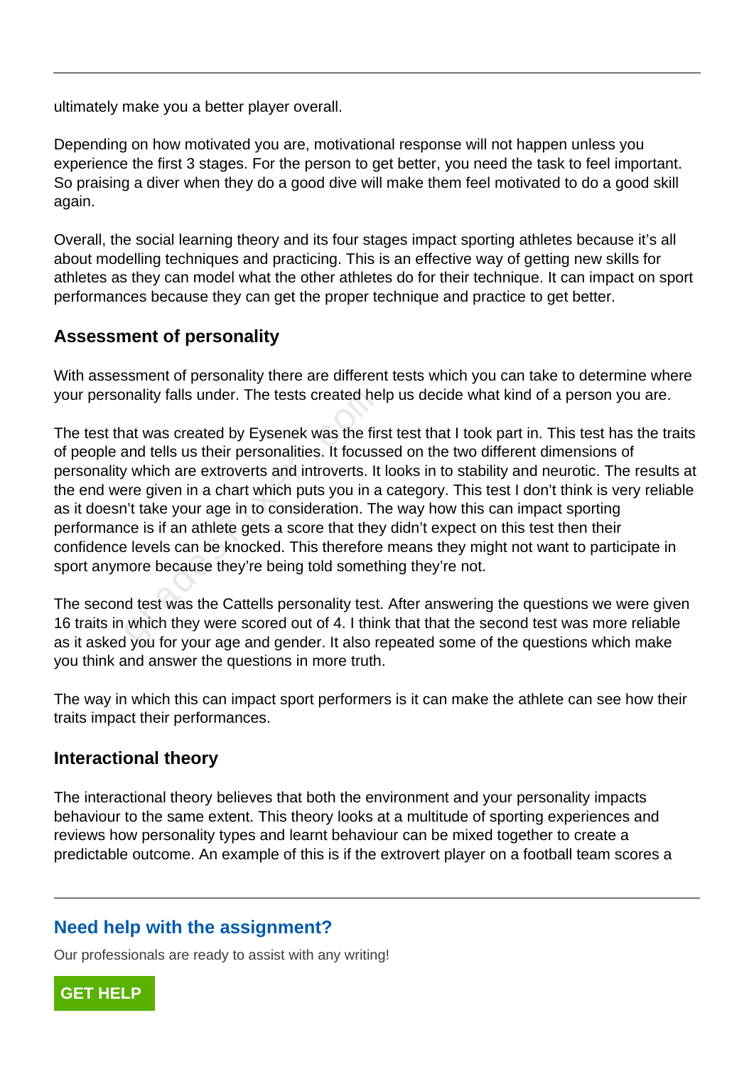ultimately make you a better player overall.

Depending on how motivated you are, motivational response will not happen unless you experience the first 3 stages. For the person to get better, you need the task to feel important. So praising a diver when they do a good dive will make them feel motivated to do a good skill again.

Overall, the social learning theory and its four stages impact sporting athletes because it's all about modelling techniques and practicing. This is an effective way of getting new skills for athletes as they can model what the other athletes do for their technique. It can impact on sport performances because they can get the proper technique and practice to get better.

### Assessment of personality

With assessment of personality there are different tests which you can take to determine where your personality falls under. The tests created help us decide what kind of a person you are.

The test that was created by Eysenek was the first test that I took part in. This test has the traits of people and tells us their personalities. It focussed on the two different dimensions of personality which are extroverts and introverts. It looks in to stability and neurotic. The results at the end were given in a chart which puts you in a category. This test I don't think is very reliable as it doesn't take your age in to consideration. The way how this can impact sporting performance is if an athlete gets a score that they didn't expect on this test then their confidence levels can be knocked. This therefore means they might not want to participate in sport anymore because they're being told something they're not.

The second test was the Cattells personality test. After answering the questions we were given 16 traits in which they were scored out of 4. I think that that the second test was more reliable as it asked you for your age and gender. It also repeated some of the questions which make you think and answer the questions in more truth.

The way in which this can impact sport performers is it can make the athlete can see how their traits impact their performances.

### Interactional theory

The interactional theory believes that both the environment and your personality impacts behaviour to the same extent. This theory looks at a multitude of sporting experiences and reviews how personality types and learnt behaviour can be mixed together to create a predictable outcome. An example of this is if the extrovert player on a football team scores a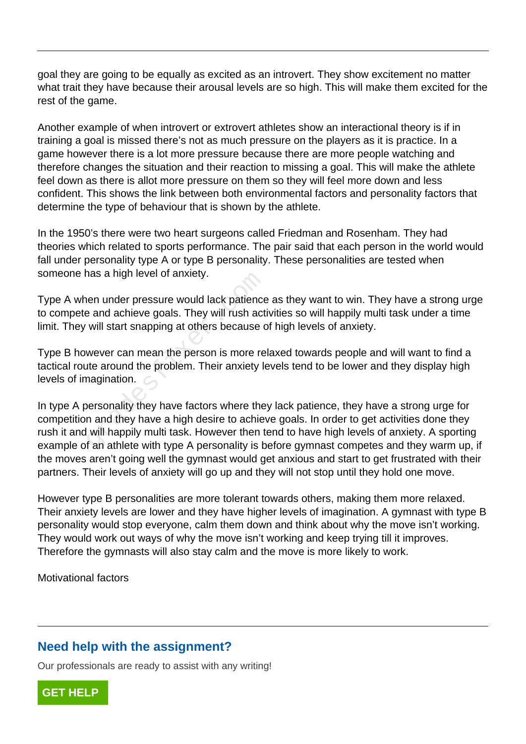goal they are going to be equally as excited as an introvert. They show excitement no matter what trait they have because their arousal levels are so high. This will make them excited for the rest of the game.

Another example of when introvert or extrovert athletes show an interactional theory is if in training a goal is missed there's not as much pressure on the players as it is practice. In a game however there is a lot more pressure because there are more people watching and therefore changes the situation and their reaction to missing a goal. This will make the athlete feel down as there is allot more pressure on them so they will feel more down and less confident. This shows the link between both environmental factors and personality factors that determine the type of behaviour that is shown by the athlete.

In the 1950's there were two heart surgeons called Friedman and Rosenham. They had theories which related to sports performance. The pair said that each person in the world would fall under personality type A or type B personality. These personalities are tested when someone has a high level of anxiety.

Type A when under pressure would lack patience as they want to win. They have a strong urge to compete and achieve goals. They will rush activities so will happily multi task under a time limit. They will start snapping at others because of high levels of anxiety.

Type B however can mean the person is more relaxed towards people and will want to find a tactical route around the problem. Their anxiety levels tend to be lower and they display high levels of imagination.

In type A personality they have factors where they lack patience, they have a strong urge for competition and they have a high desire to achieve goals. In order to get activities done they rush it and will happily multi task. However then tend to have high levels of anxiety. A sporting example of an athlete with type A personality is before gymnast competes and they warm up, if the moves aren't going well the gymnast would get anxious and start to get frustrated with their partners. Their levels of anxiety will go up and they will not stop until they hold one move.

However type B personalities are more tolerant towards others, making them more relaxed. Their anxiety levels are lower and they have higher levels of imagination. A gymnast with type B personality would stop everyone, calm them down and think about why the move isn't working. They would work out ways of why the move isn't working and keep trying till it improves. Therefore the gymnasts will also stay calm and the move is more likely to work.

Motivational factors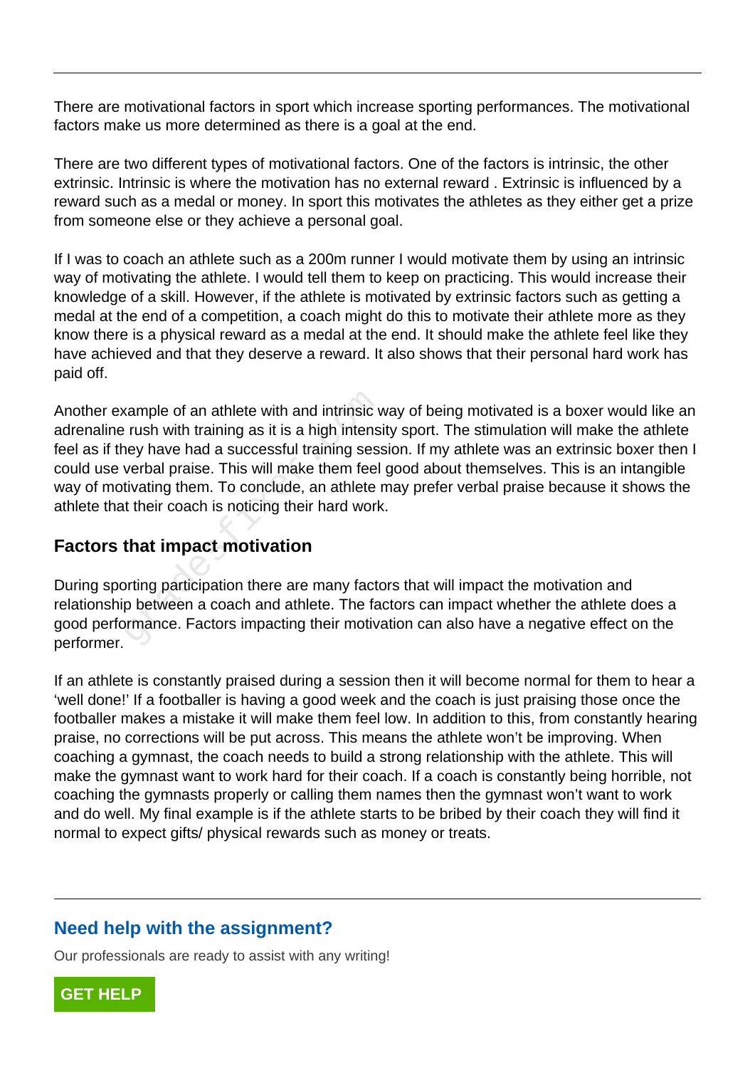There are motivational factors in sport which increase sporting performances. The motivational factors make us more determined as there is a goal at the end.

There are two different types of motivational factors. One of the factors is intrinsic, the other extrinsic. Intrinsic is where the motivation has no external reward . Extrinsic is influenced by a reward such as a medal or money. In sport this motivates the athletes as they either get a prize from someone else or they achieve a personal goal.

If I was to coach an athlete such as a 200m runner I would motivate them by using an intrinsic way of motivating the athlete. I would tell them to keep on practicing. This would increase their knowledge of a skill. However, if the athlete is motivated by extrinsic factors such as getting a medal at the end of a competition, a coach might do this to motivate their athlete more as they know there is a physical reward as a medal at the end. It should make the athlete feel like they have achieved and that they deserve a reward. It also shows that their personal hard work has paid off.

Another example of an athlete with and intrinsic way of being motivated is a boxer would like an adrenaline rush with training as it is a high intensity sport. The stimulation will make the athlete feel as if they have had a successful training session. If my athlete was an extrinsic boxer then I could use verbal praise. This will make them feel good about themselves. This is an intangible way of motivating them. To conclude, an athlete may prefer verbal praise because it shows the athlete that their coach is noticing their hard work.

## Factors that impact motivation

During sporting participation there are many factors that will impact the motivation and relationship between a coach and athlete. The factors can impact whether the athlete does a good performance. Factors impacting their motivation can also have a negative effect on the performer.

If an athlete is constantly praised during a session then it will become normal for them to hear a 'well done!' If a footballer is having a good week and the coach is just praising those once the footballer makes a mistake it will make them feel low. In addition to this, from constantly hearing praise, no corrections will be put across. This means the athlete won't be improving. When coaching a gymnast, the coach needs to build a strong relationship with the athlete. This will make the gymnast want to work hard for their coach. If a coach is constantly being horrible, not coaching the gymnasts properly or calling them names then the gymnast won't want to work and do well. My final example is if the athlete starts to be bribed by their coach they will find it normal to expect gifts/ physical rewards such as money or treats.

## Need help with the assignment?

Our professionals are ready to assist with any writing!

GET HELP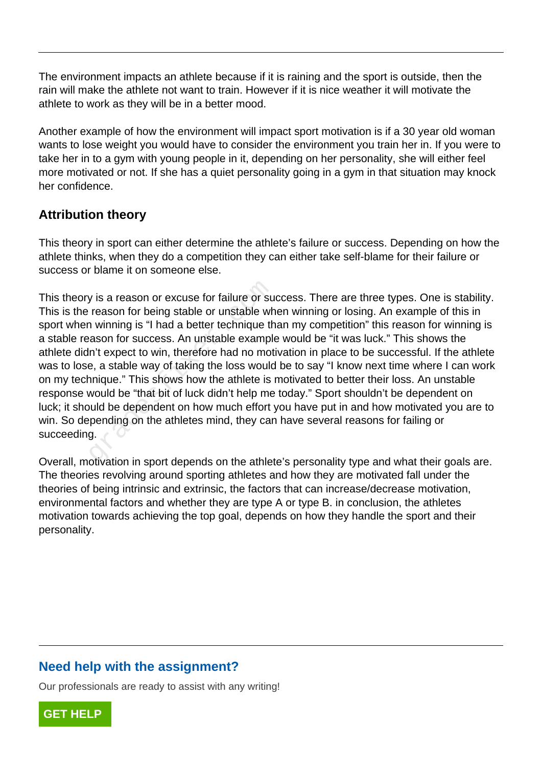The environment impacts an athlete because if it is raining and the sport is outside, then the rain will make the athlete not want to train. However if it is nice weather it will motivate the athlete to work as they will be in a better mood.

Another example of how the environment will impact sport motivation is if a 30 year old woman wants to lose weight you would have to consider the environment you train her in. If you were to take her in to a gym with young people in it, depending on her personality, she will either feel more motivated or not. If she has a quiet personality going in a gym in that situation may knock her confidence.

### Attribution theory

This theory in sport can either determine the athlete's failure or success. Depending on how the athlete thinks, when they do a competition they can either take self-blame for their failure or success or blame it on someone else.

This theory is a reason or excuse for failure or success. There are three types. One is stability. This is the reason for being stable or unstable when winning or losing. An example of this in sport when winning is "I had a better technique than my competition" this reason for winning is a stable reason for success. An unstable example would be "it was luck." This shows the athlete didn't expect to win, therefore had no motivation in place to be successful. If the athlete was to lose, a stable way of taking the loss would be to say "I know next time where I can work on my technique." This shows how the athlete is motivated to better their loss. An unstable response would be "that bit of luck didn't help me today." Sport shouldn't be dependent on luck; it should be dependent on how much effort you have put in and how motivated you are to win. So depending on the athletes mind, they can have several reasons for failing or succeeding.

Overall, motivation in sport depends on the athlete's personality type and what their goals are. The theories revolving around sporting athletes and how they are motivated fall under the theories of being intrinsic and extrinsic, the factors that can increase/decrease motivation, environmental factors and whether they are type A or type B. in conclusion, the athletes motivation towards achieving the top goal, depends on how they handle the sport and their personality.